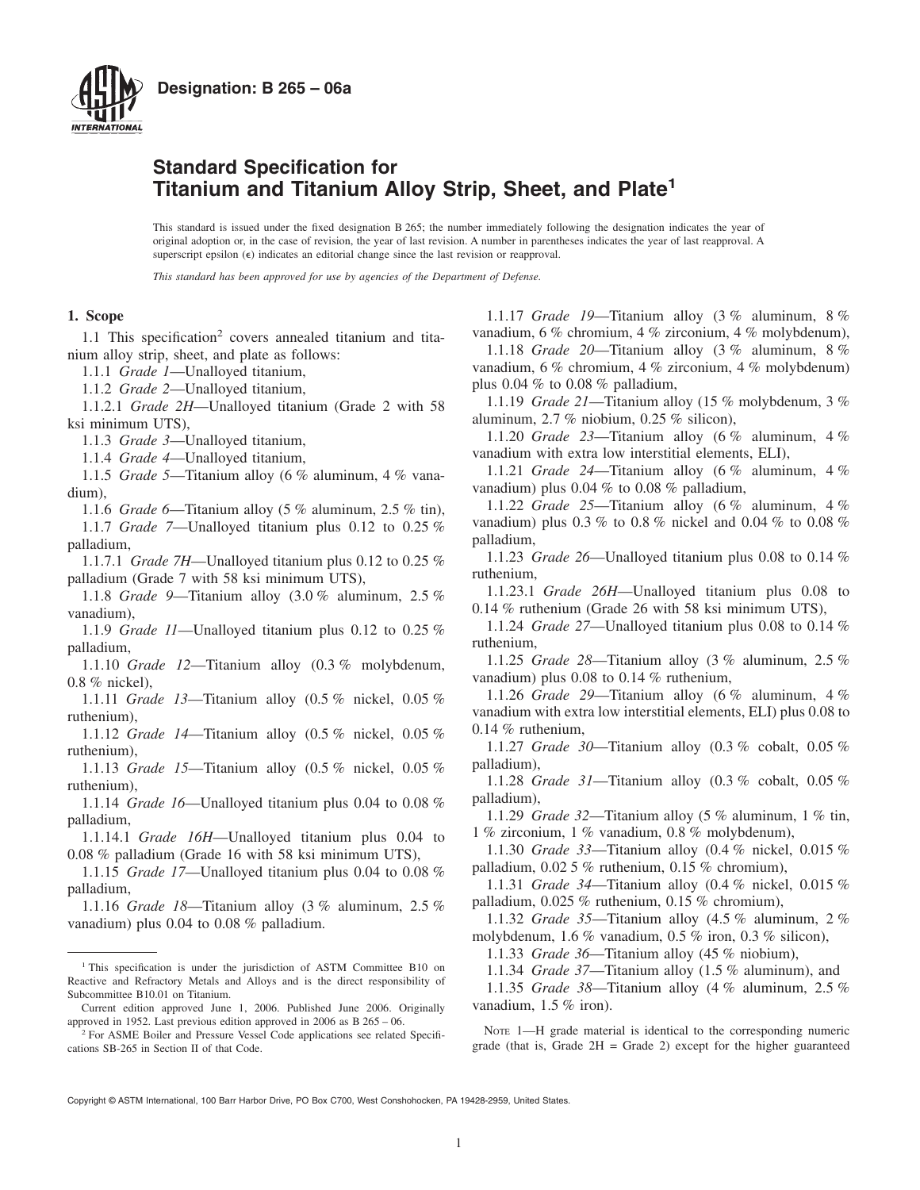**Designation: B 265 – 06a**

# Standard Specification for Titanium and Titanium Alloy Strip, Sheet, and Plate[1]

This standard is issued under the fixed designation B 265; the number immediately following the designation indicates the year of original adoption or, in the case of revision, the year of last revision. A number in parentheses indicates the year of last reapproval. A superscript epsilon (ε) indicates an editorial change since the last revision or reapproval.

*This standard has been approved for use by agencies of the Department of Defense.*

## 1. Scope

1.1 This specification[2] covers annealed titanium and titanium alloy strip, sheet, and plate as follows:

1.1.1 *Grade 1*—Unalloyed titanium,

1.1.2 *Grade 2*—Unalloyed titanium,

1.1.2.1 *Grade 2H*—Unalloyed titanium (Grade 2 with 58 ksi minimum UTS),

1.1.3 *Grade 3*—Unalloyed titanium,

1.1.4 *Grade 4*—Unalloyed titanium,

1.1.5 *Grade 5*—Titanium alloy (6 % aluminum, 4 % vanadium),

1.1.6 *Grade 6*—Titanium alloy (5 % aluminum, 2.5 % tin),

1.1.7 *Grade 7*—Unalloyed titanium plus 0.12 to 0.25 % palladium,

1.1.7.1 *Grade 7H*—Unalloyed titanium plus 0.12 to 0.25 % palladium (Grade 7 with 58 ksi minimum UTS),

1.1.8 *Grade 9*—Titanium alloy (3.0 % aluminum, 2.5 % vanadium),

1.1.9 *Grade 11*—Unalloyed titanium plus 0.12 to 0.25 % palladium,

1.1.10 *Grade 12*—Titanium alloy (0.3 % molybdenum, 0.8 % nickel),

1.1.11 *Grade 13*—Titanium alloy (0.5 % nickel, 0.05 % ruthenium),

1.1.12 *Grade 14*—Titanium alloy (0.5 % nickel, 0.05 % ruthenium),

1.1.13 *Grade 15*—Titanium alloy (0.5 % nickel, 0.05 % ruthenium),

1.1.14 *Grade 16*—Unalloyed titanium plus 0.04 to 0.08 % palladium,

1.1.14.1 *Grade 16H*—Unalloyed titanium plus 0.04 to 0.08 % palladium (Grade 16 with 58 ksi minimum UTS),

1.1.15 *Grade 17*—Unalloyed titanium plus 0.04 to 0.08 % palladium,

1.1.16 *Grade 18*—Titanium alloy (3 % aluminum, 2.5 % vanadium) plus 0.04 to 0.08 % palladium.

1.1.17 *Grade 19*—Titanium alloy (3 % aluminum, 8 % vanadium, 6 % chromium, 4 % zirconium, 4 % molybdenum),

1.1.18 *Grade 20*—Titanium alloy (3 % aluminum, 8 % vanadium, 6 % chromium, 4 % zirconium, 4 % molybdenum) plus 0.04 % to 0.08 % palladium,

1.1.19 *Grade 21*—Titanium alloy (15 % molybdenum, 3 % aluminum, 2.7 % niobium, 0.25 % silicon),

1.1.20 *Grade 23*—Titanium alloy (6 % aluminum, 4 % vanadium with extra low interstitial elements, ELI),

1.1.21 *Grade 24*—Titanium alloy (6 % aluminum, 4 % vanadium) plus 0.04 % to 0.08 % palladium,

1.1.22 *Grade 25*—Titanium alloy (6 % aluminum, 4 % vanadium) plus 0.3 % to 0.8 % nickel and 0.04 % to 0.08 % palladium,

1.1.23 *Grade 26*—Unalloyed titanium plus 0.08 to 0.14 % ruthenium,

1.1.23.1 *Grade 26H*—Unalloyed titanium plus 0.08 to 0.14 % ruthenium (Grade 26 with 58 ksi minimum UTS),

1.1.24 *Grade 27*—Unalloyed titanium plus 0.08 to 0.14 % ruthenium,

1.1.25 *Grade 28*—Titanium alloy (3 % aluminum, 2.5 % vanadium) plus 0.08 to 0.14 % ruthenium,

1.1.26 *Grade 29*—Titanium alloy (6 % aluminum, 4 % vanadium with extra low interstitial elements, ELI) plus 0.08 to 0.14 % ruthenium,

1.1.27 *Grade 30*—Titanium alloy (0.3 % cobalt, 0.05 % palladium),

1.1.28 *Grade 31*—Titanium alloy (0.3 % cobalt, 0.05 % palladium),

1.1.29 *Grade 32*—Titanium alloy (5 % aluminum, 1 % tin, 1 % zirconium, 1 % vanadium, 0.8 % molybdenum),

1.1.30 *Grade 33*—Titanium alloy (0.4 % nickel, 0.015 % palladium, 0.02 5 % ruthenium, 0.15 % chromium),

1.1.31 *Grade 34*—Titanium alloy (0.4 % nickel, 0.015 % palladium, 0.025 % ruthenium, 0.15 % chromium),

1.1.32 *Grade 35*—Titanium alloy (4.5 % aluminum, 2 % molybdenum, 1.6 % vanadium, 0.5 % iron, 0.3 % silicon),

1.1.33 *Grade 36*—Titanium alloy (45 % niobium),

1.1.34 *Grade 37*—Titanium alloy (1.5 % aluminum), and

1.1.35 *Grade 38*—Titanium alloy (4 % aluminum, 2.5 % vanadium, 1.5 % iron).

NOTE 1—H grade material is identical to the corresponding numeric grade (that is, Grade 2H = Grade 2) except for the higher guaranteed

---

[1] This specification is under the jurisdiction of ASTM Committee B10 on Reactive and Refractory Metals and Alloys and is the direct responsibility of Subcommittee B10.01 on Titanium.

Current edition approved June 1, 2006. Published June 2006. Originally approved in 1952. Last previous edition approved in 2006 as B 265 – 06.

[2] For ASME Boiler and Pressure Vessel Code applications see related Specifications SB-265 in Section II of that Code.

Copyright © ASTM International, 100 Barr Harbor Drive, PO Box C700, West Conshohocken, PA 19428-2959, United States.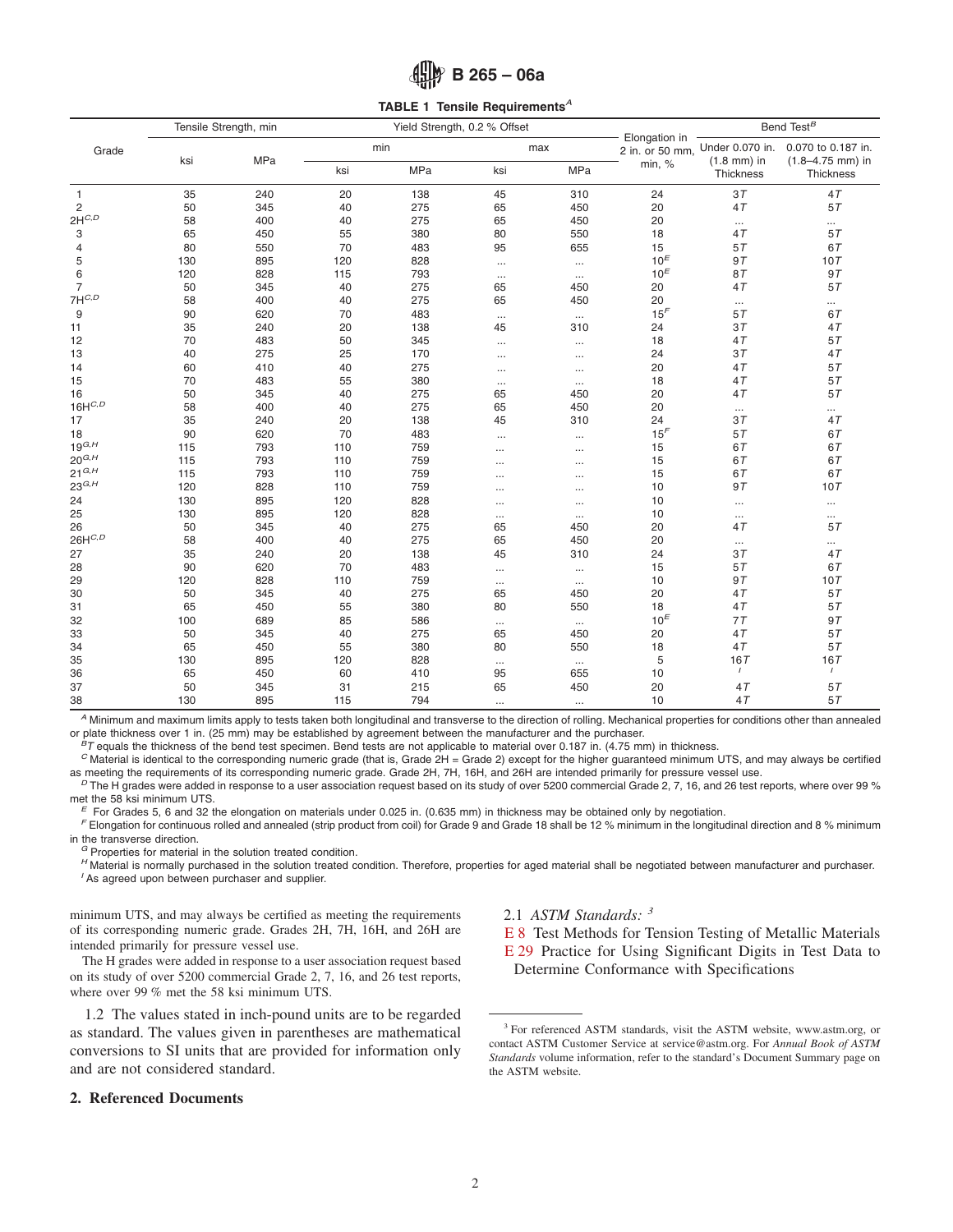**TABLE 1 Tensile Requirements[A]**

| Grade | Tensile Strength, min | | Yield Strength, 0.2 % Offset | | | | Elongation in 2 in. or 50 mm, min, % | Bend Test[B] | |
|---|---|---|---|---|---|---|---|---|---|
| | | | min | | max | | | Under 0.070 in. (1.8 mm) in Thickness | 0.070 to 0.187 in. (1.8–4.75 mm) in Thickness |
| | ksi | MPa | ksi | MPa | ksi | MPa | | | |
| 1 | 35 | 240 | 20 | 138 | 45 | 310 | 24 | 3*T* | 4*T* |
| 2 | 50 | 345 | 40 | 275 | 65 | 450 | 20 | 4*T* | 5*T* |
| 2H[C,D] | 58 | 400 | 40 | 275 | 65 | 450 | 20 | ... | ... |
| 3 | 65 | 450 | 55 | 380 | 80 | 550 | 18 | 4*T* | 5*T* |
| 4 | 80 | 550 | 70 | 483 | 95 | 655 | 15 | 5*T* | 6*T* |
| 5 | 130 | 895 | 120 | 828 | ... | ... | 10[E] | 9*T* | 10*T* |
| 6 | 120 | 828 | 115 | 793 | ... | ... | 10[E] | 8*T* | 9*T* |
| 7 | 50 | 345 | 40 | 275 | 65 | 450 | 20 | 4*T* | 5*T* |
| 7H[C,D] | 58 | 400 | 40 | 275 | 65 | 450 | 20 | ... | ... |
| 9 | 90 | 620 | 70 | 483 | ... | ... | 15[F] | 5*T* | 6*T* |
| 11 | 35 | 240 | 20 | 138 | 45 | 310 | 24 | 3*T* | 4*T* |
| 12 | 70 | 483 | 50 | 345 | ... | ... | 18 | 4*T* | 5*T* |
| 13 | 40 | 275 | 25 | 170 | ... | ... | 24 | 3*T* | 4*T* |
| 14 | 60 | 410 | 40 | 275 | ... | ... | 20 | 4*T* | 5*T* |
| 15 | 70 | 483 | 55 | 380 | ... | ... | 18 | 4*T* | 5*T* |
| 16 | 50 | 345 | 40 | 275 | 65 | 450 | 20 | 4*T* | 5*T* |
| 16H[C,D] | 58 | 400 | 40 | 275 | 65 | 450 | 20 | ... | ... |
| 17 | 35 | 240 | 20 | 138 | 45 | 310 | 24 | 3*T* | 4*T* |
| 18 | 90 | 620 | 70 | 483 | ... | ... | 15[F] | 5*T* | 6*T* |
| 19[G,H] | 115 | 793 | 110 | 759 | ... | ... | 15 | 6*T* | 6*T* |
| 20[G,H] | 115 | 793 | 110 | 759 | ... | ... | 15 | 6*T* | 6*T* |
| 21[G,H] | 115 | 793 | 110 | 759 | ... | ... | 15 | 6*T* | 6*T* |
| 23[G,H] | 120 | 828 | 110 | 759 | ... | ... | 10 | 9*T* | 10*T* |
| 24 | 130 | 895 | 120 | 828 | ... | ... | 10 | ... | ... |
| 25 | 130 | 895 | 120 | 828 | ... | ... | 10 | ... | ... |
| 26 | 50 | 345 | 40 | 275 | 65 | 450 | 20 | 4*T* | 5*T* |
| 26H[C,D] | 58 | 400 | 40 | 275 | 65 | 450 | 20 | ... | ... |
| 27 | 35 | 240 | 20 | 138 | 45 | 310 | 24 | 3*T* | 4*T* |
| 28 | 90 | 620 | 70 | 483 | ... | ... | 15 | 5*T* | 6*T* |
| 29 | 120 | 828 | 110 | 759 | ... | ... | 10 | 9*T* | 10*T* |
| 30 | 50 | 345 | 40 | 275 | 65 | 450 | 20 | 4*T* | 5*T* |
| 31 | 65 | 450 | 55 | 380 | 80 | 550 | 18 | 4*T* | 5*T* |
| 32 | 100 | 689 | 85 | 586 | ... | ... | 10[E] | 7*T* | 9*T* |
| 33 | 50 | 345 | 40 | 275 | 65 | 450 | 20 | 4*T* | 5*T* |
| 34 | 65 | 450 | 55 | 380 | 80 | 550 | 18 | 4*T* | 5*T* |
| 35 | 130 | 895 | 120 | 828 | ... | ... | 5 | 16*T* | 16*T* |
| 36 | 65 | 450 | 60 | 410 | 95 | 655 | 10 | [I] | [I] |
| 37 | 50 | 345 | 31 | 215 | 65 | 450 | 20 | 4*T* | 5*T* |
| 38 | 130 | 895 | 115 | 794 | ... | ... | 10 | 4*T* | 5*T* |

[A] Minimum and maximum limits apply to tests taken both longitudinal and transverse to the direction of rolling. Mechanical properties for conditions other than annealed or plate thickness over 1 in. (25 mm) may be established by agreement between the manufacturer and the purchaser.
[B] *T* equals the thickness of the bend test specimen. Bend tests are not applicable to material over 0.187 in. (4.75 mm) in thickness.
[C] Material is identical to the corresponding numeric grade (that is, Grade 2H = Grade 2) except for the higher guaranteed minimum UTS, and may always be certified as meeting the requirements of its corresponding numeric grade. Grade 2H, 7H, 16H, and 26H are intended primarily for pressure vessel use.
[D] The H grades were added in response to a user association request based on its study of over 5200 commercial Grade 2, 7, 16, and 26 test reports, where over 99 % met the 58 ksi minimum UTS.
[E] For Grades 5, 6 and 32 the elongation on materials under 0.025 in. (0.635 mm) in thickness may be obtained only by negotiation.
[F] Elongation for continuous rolled and annealed (strip product from coil) for Grade 9 and Grade 18 shall be 12 % minimum in the longitudinal direction and 8 % minimum in the transverse direction.
[G] Properties for material in the solution treated condition.
[H] Material is normally purchased in the solution treated condition. Therefore, properties for aged material shall be negotiated between manufacturer and purchaser.
[I] As agreed upon between purchaser and supplier.

minimum UTS, and may always be certified as meeting the requirements of its corresponding numeric grade. Grades 2H, 7H, 16H, and 26H are intended primarily for pressure vessel use.

The H grades were added in response to a user association request based on its study of over 5200 commercial Grade 2, 7, 16, and 26 test reports, where over 99 % met the 58 ksi minimum UTS.

1.2 The values stated in inch-pound units are to be regarded as standard. The values given in parentheses are mathematical conversions to SI units that are provided for information only and are not considered standard.

## 2. Referenced Documents

2.1 *ASTM Standards:* [3]

E 8 Test Methods for Tension Testing of Metallic Materials

E 29 Practice for Using Significant Digits in Test Data to Determine Conformance with Specifications

[3] For referenced ASTM standards, visit the ASTM website, www.astm.org, or contact ASTM Customer Service at service@astm.org. For *Annual Book of ASTM Standards* volume information, refer to the standard's Document Summary page on the ASTM website.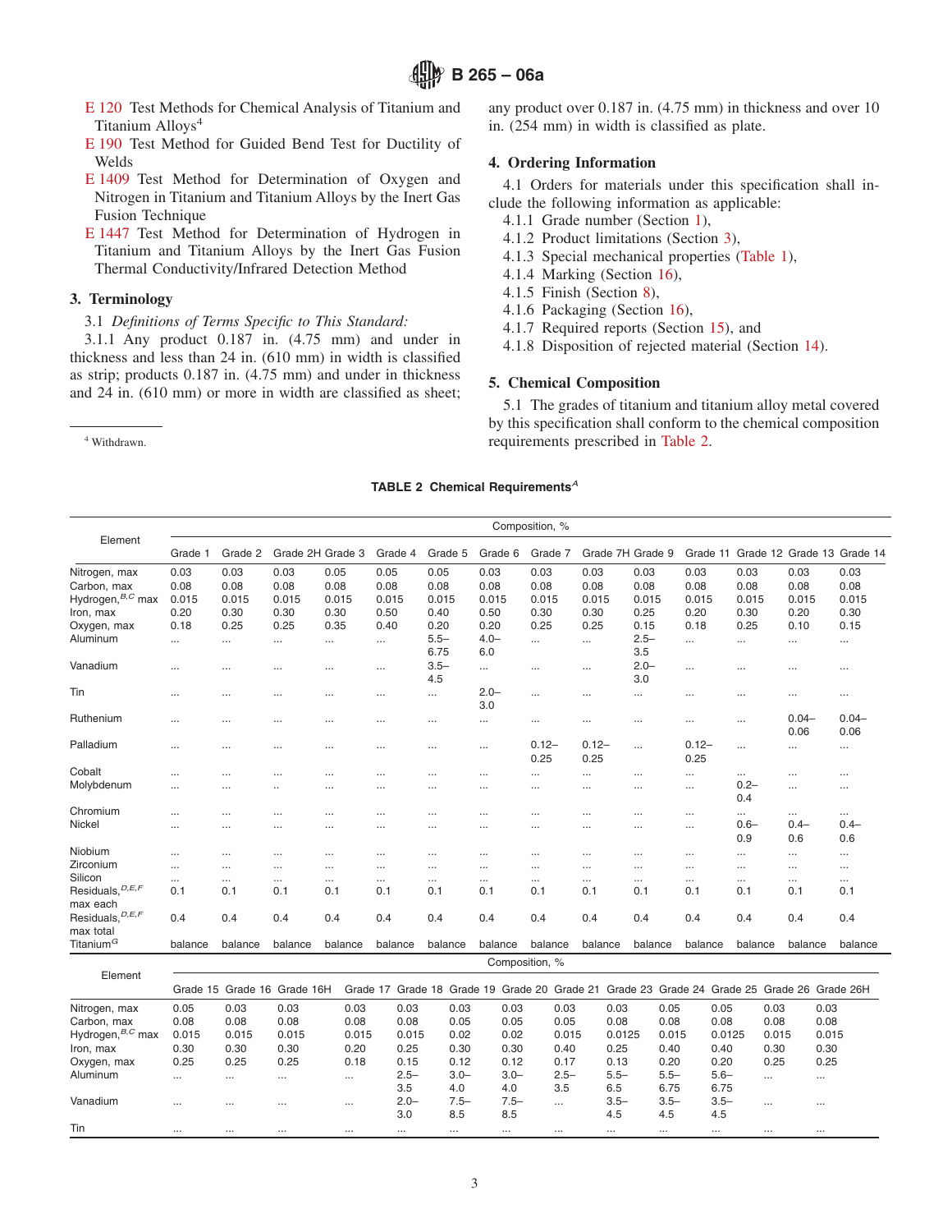E 120 Test Methods for Chemical Analysis of Titanium and Titanium Alloys[4]

E 190 Test Method for Guided Bend Test for Ductility of Welds

E 1409 Test Method for Determination of Oxygen and Nitrogen in Titanium and Titanium Alloys by the Inert Gas Fusion Technique

E 1447 Test Method for Determination of Hydrogen in Titanium and Titanium Alloys by the Inert Gas Fusion Thermal Conductivity/Infrared Detection Method

## 3. Terminology

3.1 *Definitions of Terms Specific to This Standard:*

3.1.1 Any product 0.187 in. (4.75 mm) and under in thickness and less than 24 in. (610 mm) in width is classified as strip; products 0.187 in. (4.75 mm) and under in thickness and 24 in. (610 mm) or more in width are classified as sheet; any product over 0.187 in. (4.75 mm) in thickness and over 10 in. (254 mm) in width is classified as plate.

[4] Withdrawn.

## 4. Ordering Information

4.1 Orders for materials under this specification shall include the following information as applicable:

4.1.1 Grade number (Section 1),

4.1.2 Product limitations (Section 3),

4.1.3 Special mechanical properties (Table 1),

4.1.4 Marking (Section 16),

4.1.5 Finish (Section 8),

4.1.6 Packaging (Section 16),

4.1.7 Required reports (Section 15), and

4.1.8 Disposition of rejected material (Section 14).

## 5. Chemical Composition

5.1 The grades of titanium and titanium alloy metal covered by this specification shall conform to the chemical composition requirements prescribed in Table 2.

**TABLE 2 Chemical Requirements**[A]

| Element | Composition, % | | | | | | | | | | | | | |
|---|---|---|---|---|---|---|---|---|---|---|---|---|---|---|
| | Grade 1 | Grade 2 | Grade 2H | Grade 3 | Grade 4 | Grade 5 | Grade 6 | Grade 7 | Grade 7H | Grade 9 | Grade 11 | Grade 12 | Grade 13 | Grade 14 |
| Nitrogen, max | 0.03 | 0.03 | 0.03 | 0.05 | 0.05 | 0.05 | 0.03 | 0.03 | 0.03 | 0.03 | 0.03 | 0.03 | 0.03 | 0.03 |
| Carbon, max | 0.08 | 0.08 | 0.08 | 0.08 | 0.08 | 0.08 | 0.08 | 0.08 | 0.08 | 0.08 | 0.08 | 0.08 | 0.08 | 0.08 |
| Hydrogen,[B,C] max | 0.015 | 0.015 | 0.015 | 0.015 | 0.015 | 0.015 | 0.015 | 0.015 | 0.015 | 0.015 | 0.015 | 0.015 | 0.015 | 0.015 |
| Iron, max | 0.20 | 0.30 | 0.30 | 0.30 | 0.50 | 0.40 | 0.50 | 0.30 | 0.30 | 0.25 | 0.20 | 0.30 | 0.20 | 0.30 |
| Oxygen, max | 0.18 | 0.25 | 0.25 | 0.35 | 0.40 | 0.20 | 0.20 | 0.25 | 0.25 | 0.15 | 0.18 | 0.25 | 0.10 | 0.15 |
| Aluminum | ... | ... | ... | ... | ... | 5.5–6.75 | 4.0–6.0 | ... | ... | 2.5–3.5 | ... | ... | ... | ... |
| Vanadium | ... | ... | ... | ... | ... | 3.5–4.5 | ... | ... | ... | 2.0–3.0 | ... | ... | ... | ... |
| Tin | ... | ... | ... | ... | ... | ... | 2.0–3.0 | ... | ... | ... | ... | ... | ... | ... |
| Ruthenium | ... | ... | ... | ... | ... | ... | ... | ... | ... | ... | ... | ... | 0.04–0.06 | 0.04–0.06 |
| Palladium | ... | ... | ... | ... | ... | ... | ... | 0.12–0.25 | 0.12–0.25 | ... | 0.12–0.25 | ... | ... | ... |
| Cobalt | ... | ... | ... | ... | ... | ... | ... | ... | ... | ... | ... | ... | ... | ... |
| Molybdenum | ... | ... | .. | ... | ... | ... | ... | ... | ... | ... | ... | 0.2–0.4 | ... | ... |
| Chromium | ... | ... | ... | ... | ... | ... | ... | ... | ... | ... | ... | ... | ... | ... |
| Nickel | ... | ... | ... | ... | ... | ... | ... | ... | ... | ... | ... | 0.6–0.9 | 0.4–0.6 | 0.4–0.6 |
| Niobium | ... | ... | ... | ... | ... | ... | ... | ... | ... | ... | ... | ... | ... | ... |
| Zirconium | ... | ... | ... | ... | ... | ... | ... | ... | ... | ... | ... | ... | ... | ... |
| Silicon | ... | ... | ... | ... | ... | ... | ... | ... | ... | ... | ... | ... | ... | ... |
| Residuals,[D,E,F] max each | 0.1 | 0.1 | 0.1 | 0.1 | 0.1 | 0.1 | 0.1 | 0.1 | 0.1 | 0.1 | 0.1 | 0.1 | 0.1 | 0.1 |
| Residuals,[D,E,F] max total | 0.4 | 0.4 | 0.4 | 0.4 | 0.4 | 0.4 | 0.4 | 0.4 | 0.4 | 0.4 | 0.4 | 0.4 | 0.4 | 0.4 |
| Titanium[G] | balance | balance | balance | balance | balance | balance | balance | balance | balance | balance | balance | balance | balance | balance |

| Element | Composition, % | | | | | | | | | | | | |
|---|---|---|---|---|---|---|---|---|---|---|---|---|---|
| | Grade 15 | Grade 16 | Grade 16H | Grade 17 | Grade 18 | Grade 19 | Grade 20 | Grade 21 | Grade 23 | Grade 24 | Grade 25 | Grade 26 | Grade 26H |
| Nitrogen, max | 0.05 | 0.03 | 0.03 | 0.03 | 0.03 | 0.03 | 0.03 | 0.03 | 0.03 | 0.05 | 0.05 | 0.03 | 0.03 |
| Carbon, max | 0.08 | 0.08 | 0.08 | 0.08 | 0.08 | 0.05 | 0.05 | 0.05 | 0.08 | 0.08 | 0.08 | 0.08 | 0.08 |
| Hydrogen,[B,C] max | 0.015 | 0.015 | 0.015 | 0.015 | 0.015 | 0.02 | 0.02 | 0.015 | 0.0125 | 0.015 | 0.0125 | 0.015 | 0.015 |
| Iron, max | 0.30 | 0.30 | 0.30 | 0.20 | 0.25 | 0.30 | 0.30 | 0.40 | 0.25 | 0.40 | 0.40 | 0.30 | 0.30 |
| Oxygen, max | 0.25 | 0.25 | 0.25 | 0.18 | 0.15 | 0.12 | 0.12 | 0.17 | 0.13 | 0.20 | 0.20 | 0.25 | 0.25 |
| Aluminum | ... | ... | ... | ... | 2.5–3.5 | 3.0–4.0 | 3.0–4.0 | 2.5–3.5 | 5.5–6.5 | 5.5–6.75 | 5.6–6.75 | ... | ... |
| Vanadium | ... | ... | ... | ... | 2.0–3.0 | 7.5–8.5 | 7.5–8.5 | ... | 3.5–4.5 | 3.5–4.5 | 3.5–4.5 | ... | ... |
| Tin | ... | ... | ... | ... | ... | ... | ... | ... | ... | ... | ... | ... | ... |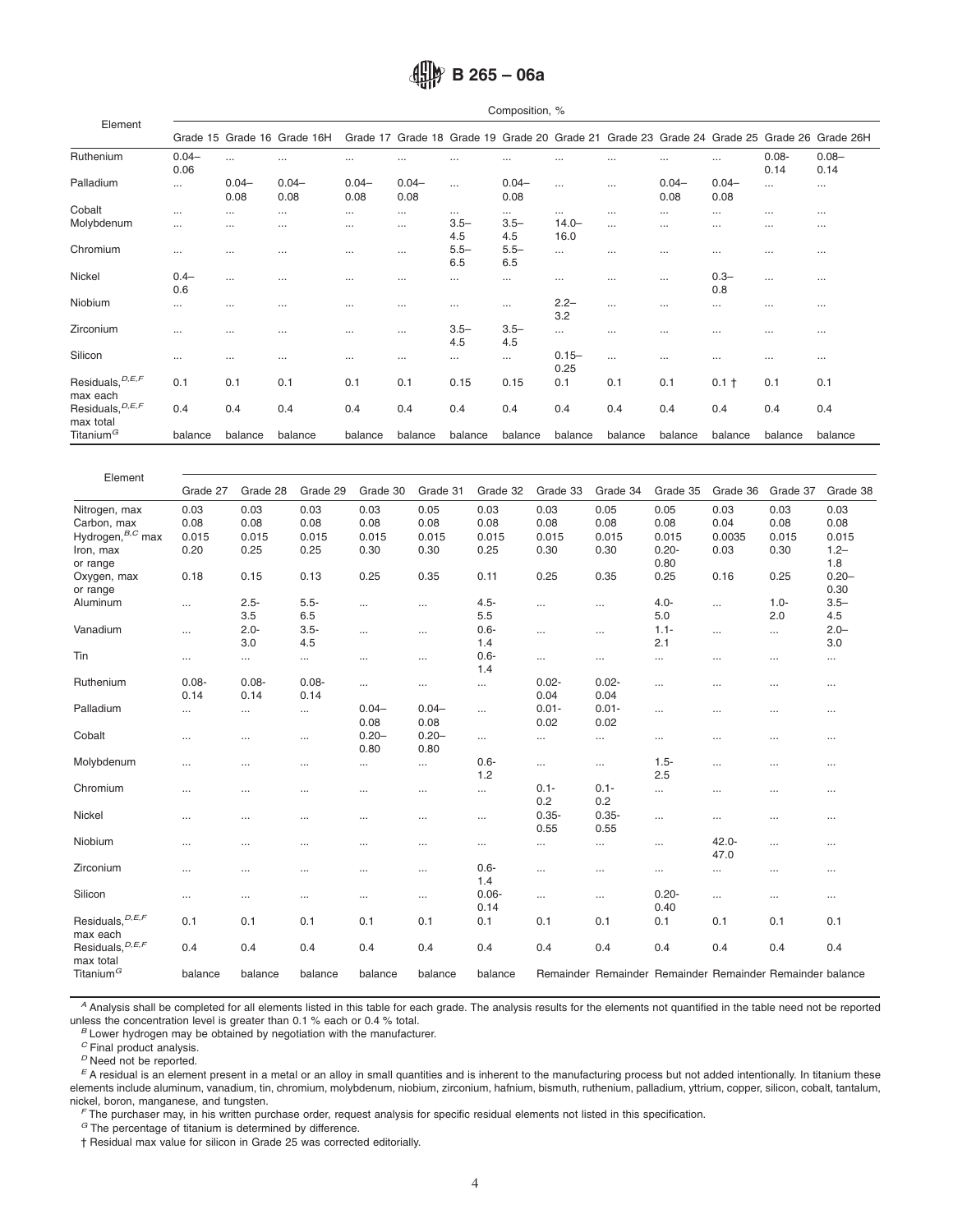| Element | Composition, % | | | | | | | | | | | | |
|---|---|---|---|---|---|---|---|---|---|---|---|---|---|
| | Grade 15 | Grade 16 | Grade 16H | Grade 17 | Grade 18 | Grade 19 | Grade 20 | Grade 21 | Grade 23 | Grade 24 | Grade 25 | Grade 26 | Grade 26H |
| Ruthenium | 0.04–0.06 | ... | ... | ... | ... | ... | ... | ... | ... | ... | ... | 0.08-0.14 | 0.08–0.14 |
| Palladium | ... | 0.04–0.08 | 0.04–0.08 | 0.04–0.08 | 0.04–0.08 | ... | 0.04–0.08 | ... | ... | 0.04–0.08 | 0.04–0.08 | ... | ... |
| Cobalt | ... | ... | ... | ... | ... | ... | ... | ... | ... | ... | ... | ... | ... |
| Molybdenum | ... | ... | ... | ... | ... | 3.5–4.5 | 3.5–4.5 | 14.0–16.0 | ... | ... | ... | ... | ... |
| Chromium | ... | ... | ... | ... | ... | 5.5–6.5 | 5.5–6.5 | ... | ... | ... | ... | ... | ... |
| Nickel | 0.4–0.6 | ... | ... | ... | ... | ... | ... | ... | ... | ... | 0.3–0.8 | ... | ... |
| Niobium | ... | ... | ... | ... | ... | ... | ... | 2.2–3.2 | ... | ... | ... | ... | ... |
| Zirconium | ... | ... | ... | ... | ... | 3.5–4.5 | 3.5–4.5 | ... | ... | ... | ... | ... | ... |
| Silicon | ... | ... | ... | ... | ... | ... | ... | 0.15–0.25 | ... | ... | ... | ... | ... |
| Residuals,[D,E,F] max each | 0.1 | 0.1 | 0.1 | 0.1 | 0.1 | 0.15 | 0.15 | 0.1 | 0.1 | 0.1 | 0.1 † | 0.1 | 0.1 |
| Residuals,[D,E,F] max total | 0.4 | 0.4 | 0.4 | 0.4 | 0.4 | 0.4 | 0.4 | 0.4 | 0.4 | 0.4 | 0.4 | 0.4 | 0.4 |
| Titanium[G] | balance | balance | balance | balance | balance | balance | balance | balance | balance | balance | balance | balance | balance |

| Element | Grade 27 | Grade 28 | Grade 29 | Grade 30 | Grade 31 | Grade 32 | Grade 33 | Grade 34 | Grade 35 | Grade 36 | Grade 37 | Grade 38 |
|---|---|---|---|---|---|---|---|---|---|---|---|---|
| Nitrogen, max | 0.03 | 0.03 | 0.03 | 0.03 | 0.05 | 0.03 | 0.03 | 0.05 | 0.05 | 0.03 | 0.03 | 0.03 |
| Carbon, max | 0.08 | 0.08 | 0.08 | 0.08 | 0.08 | 0.08 | 0.08 | 0.08 | 0.08 | 0.04 | 0.08 | 0.08 |
| Hydrogen,[B,C] max | 0.015 | 0.015 | 0.015 | 0.015 | 0.015 | 0.015 | 0.015 | 0.015 | 0.015 | 0.0035 | 0.015 | 0.015 |
| Iron, max or range | 0.20 | 0.25 | 0.25 | 0.30 | 0.30 | 0.25 | 0.30 | 0.30 | 0.20-0.80 | 0.03 | 0.30 | 1.2–1.8 |
| Oxygen, max or range | 0.18 | 0.15 | 0.13 | 0.25 | 0.35 | 0.11 | 0.25 | 0.35 | 0.25 | 0.16 | 0.25 | 0.20–0.30 |
| Aluminum | ... | 2.5-3.5 | 5.5-6.5 | ... | ... | 4.5-5.5 | ... | ... | 4.0-5.0 | ... | 1.0-2.0 | 3.5–4.5 |
| Vanadium | ... | 2.0-3.0 | 3.5-4.5 | ... | ... | 0.6-1.4 | ... | ... | 1.1-2.1 | ... | ... | 2.0–3.0 |
| Tin | ... | ... | ... | ... | ... | 0.6-1.4 | ... | ... | ... | ... | ... | ... |
| Ruthenium | 0.08-0.14 | 0.08-0.14 | 0.08-0.14 | ... | ... | ... | 0.02-0.04 | 0.02-0.04 | ... | ... | ... | ... |
| Palladium | ... | ... | ... | 0.04–0.08 | 0.04–0.08 | ... | 0.01-0.02 | 0.01-0.02 | ... | ... | ... | ... |
| Cobalt | ... | ... | ... | 0.20–0.80 | 0.20–0.80 | ... | ... | ... | ... | ... | ... | ... |
| Molybdenum | ... | ... | ... | ... | ... | 0.6-1.2 | ... | ... | 1.5-2.5 | ... | ... | ... |
| Chromium | ... | ... | ... | ... | ... | ... | 0.1-0.2 | 0.1-0.2 | ... | ... | ... | ... |
| Nickel | ... | ... | ... | ... | ... | ... | 0.35-0.55 | 0.35-0.55 | ... | ... | ... | ... |
| Niobium | ... | ... | ... | ... | ... | ... | ... | ... | ... | 42.0-47.0 | ... | ... |
| Zirconium | ... | ... | ... | ... | ... | 0.6-1.4 | ... | ... | ... | ... | ... | ... |
| Silicon | ... | ... | ... | ... | ... | 0.06-0.14 | ... | ... | 0.20-0.40 | ... | ... | ... |
| Residuals,[D,E,F] max each | 0.1 | 0.1 | 0.1 | 0.1 | 0.1 | 0.1 | 0.1 | 0.1 | 0.1 | 0.1 | 0.1 | 0.1 |
| Residuals,[D,E,F] max total | 0.4 | 0.4 | 0.4 | 0.4 | 0.4 | 0.4 | 0.4 | 0.4 | 0.4 | 0.4 | 0.4 | 0.4 |
| Titanium[G] | balance | balance | balance | balance | balance | balance | Remainder | Remainder | Remainder | Remainder | Remainder | balance |

[A] Analysis shall be completed for all elements listed in this table for each grade. The analysis results for the elements not quantified in the table need not be reported unless the concentration level is greater than 0.1 % each or 0.4 % total.

[B] Lower hydrogen may be obtained by negotiation with the manufacturer.

[C] Final product analysis.

[D] Need not be reported.

[E] A residual is an element present in a metal or an alloy in small quantities and is inherent to the manufacturing process but not added intentionally. In titanium these elements include aluminum, vanadium, tin, chromium, molybdenum, niobium, zirconium, hafnium, bismuth, ruthenium, palladium, yttrium, copper, silicon, cobalt, tantalum, nickel, boron, manganese, and tungsten.

[F] The purchaser may, in his written purchase order, request analysis for specific residual elements not listed in this specification.

[G] The percentage of titanium is determined by difference.

† Residual max value for silicon in Grade 25 was corrected editorially.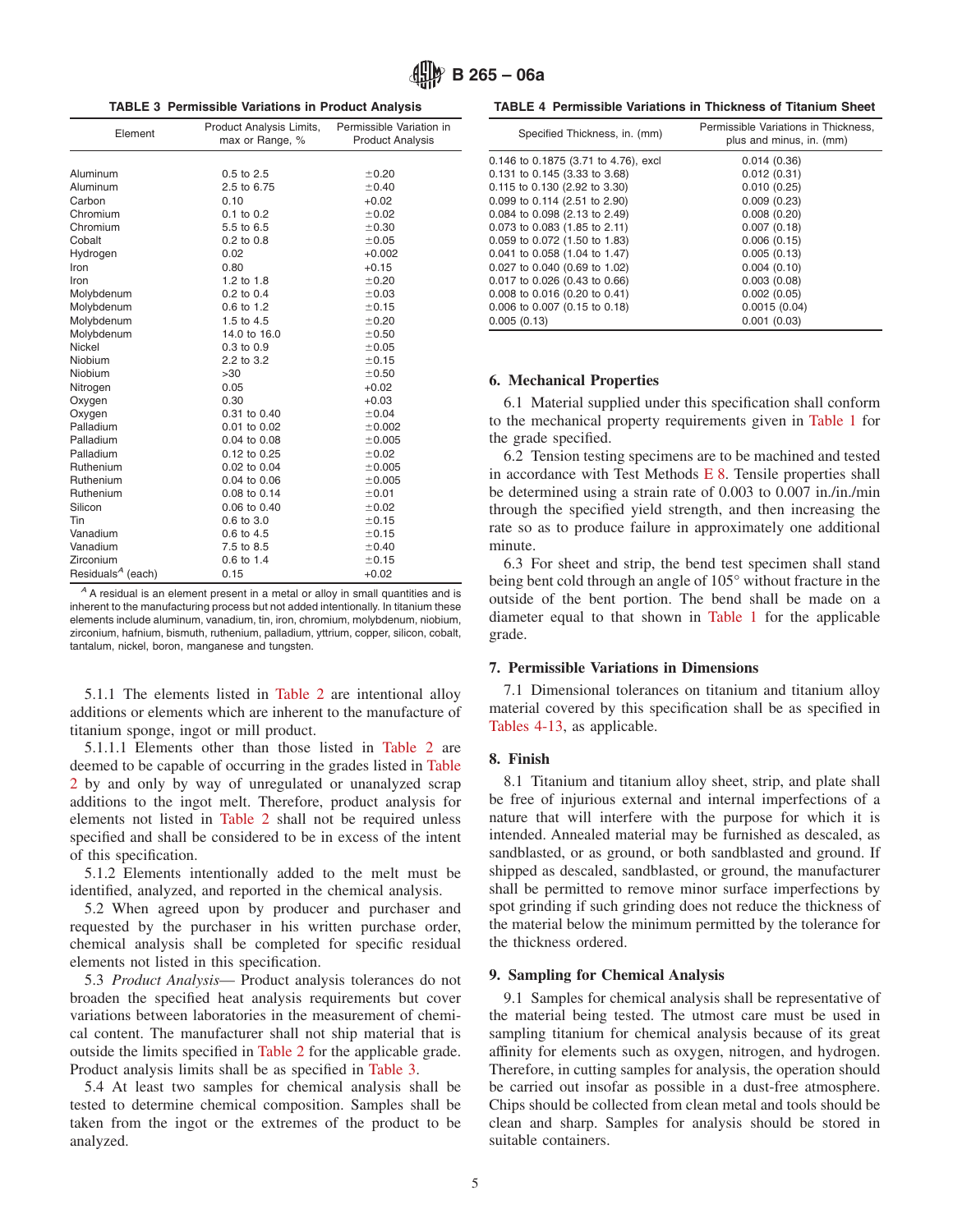**TABLE 3 Permissible Variations in Product Analysis**

| Element | Product Analysis Limits, max or Range, % | Permissible Variation in Product Analysis |
|---|---|---|
| Aluminum | 0.5 to 2.5 | ±0.20 |
| Aluminum | 2.5 to 6.75 | ±0.40 |
| Carbon | 0.10 | +0.02 |
| Chromium | 0.1 to 0.2 | ±0.02 |
| Chromium | 5.5 to 6.5 | ±0.30 |
| Cobalt | 0.2 to 0.8 | ±0.05 |
| Hydrogen | 0.02 | +0.002 |
| Iron | 0.80 | +0.15 |
| Iron | 1.2 to 1.8 | ±0.20 |
| Molybdenum | 0.2 to 0.4 | ±0.03 |
| Molybdenum | 0.6 to 1.2 | ±0.15 |
| Molybdenum | 1.5 to 4.5 | ±0.20 |
| Molybdenum | 14.0 to 16.0 | ±0.50 |
| Nickel | 0.3 to 0.9 | ±0.05 |
| Niobium | 2.2 to 3.2 | ±0.15 |
| Niobium | >30 | ±0.50 |
| Nitrogen | 0.05 | +0.02 |
| Oxygen | 0.30 | +0.03 |
| Oxygen | 0.31 to 0.40 | ±0.04 |
| Palladium | 0.01 to 0.02 | ±0.002 |
| Palladium | 0.04 to 0.08 | ±0.005 |
| Palladium | 0.12 to 0.25 | ±0.02 |
| Ruthenium | 0.02 to 0.04 | ±0.005 |
| Ruthenium | 0.04 to 0.06 | ±0.005 |
| Ruthenium | 0.08 to 0.14 | ±0.01 |
| Silicon | 0.06 to 0.40 | ±0.02 |
| Tin | 0.6 to 3.0 | ±0.15 |
| Vanadium | 0.6 to 4.5 | ±0.15 |
| Vanadium | 7.5 to 8.5 | ±0.40 |
| Zirconium | 0.6 to 1.4 | ±0.15 |
| Residuals[A] (each) | 0.15 | +0.02 |

[A] A residual is an element present in a metal or alloy in small quantities and is inherent to the manufacturing process but not added intentionally. In titanium these elements include aluminum, vanadium, tin, iron, chromium, molybdenum, niobium, zirconium, hafnium, bismuth, ruthenium, palladium, yttrium, copper, silicon, cobalt, tantalum, nickel, boron, manganese and tungsten.

5.1.1 The elements listed in Table 2 are intentional alloy additions or elements which are inherent to the manufacture of titanium sponge, ingot or mill product.

5.1.1.1 Elements other than those listed in Table 2 are deemed to be capable of occurring in the grades listed in Table 2 by and only by way of unregulated or unanalyzed scrap additions to the ingot melt. Therefore, product analysis for elements not listed in Table 2 shall not be required unless specified and shall be considered to be in excess of the intent of this specification.

5.1.2 Elements intentionally added to the melt must be identified, analyzed, and reported in the chemical analysis.

5.2 When agreed upon by producer and purchaser and requested by the purchaser in his written purchase order, chemical analysis shall be completed for specific residual elements not listed in this specification.

5.3 *Product Analysis*— Product analysis tolerances do not broaden the specified heat analysis requirements but cover variations between laboratories in the measurement of chemical content. The manufacturer shall not ship material that is outside the limits specified in Table 2 for the applicable grade. Product analysis limits shall be as specified in Table 3.

5.4 At least two samples for chemical analysis shall be tested to determine chemical composition. Samples shall be taken from the ingot or the extremes of the product to be analyzed.

**TABLE 4 Permissible Variations in Thickness of Titanium Sheet**

| Specified Thickness, in. (mm) | Permissible Variations in Thickness, plus and minus, in. (mm) |
|---|---|
| 0.146 to 0.1875 (3.71 to 4.76), excl | 0.014 (0.36) |
| 0.131 to 0.145 (3.33 to 3.68) | 0.012 (0.31) |
| 0.115 to 0.130 (2.92 to 3.30) | 0.010 (0.25) |
| 0.099 to 0.114 (2.51 to 2.90) | 0.009 (0.23) |
| 0.084 to 0.098 (2.13 to 2.49) | 0.008 (0.20) |
| 0.073 to 0.083 (1.85 to 2.11) | 0.007 (0.18) |
| 0.059 to 0.072 (1.50 to 1.83) | 0.006 (0.15) |
| 0.041 to 0.058 (1.04 to 1.47) | 0.005 (0.13) |
| 0.027 to 0.040 (0.69 to 1.02) | 0.004 (0.10) |
| 0.017 to 0.026 (0.43 to 0.66) | 0.003 (0.08) |
| 0.008 to 0.016 (0.20 to 0.41) | 0.002 (0.05) |
| 0.006 to 0.007 (0.15 to 0.18) | 0.0015 (0.04) |
| 0.005 (0.13) | 0.001 (0.03) |

## 6. Mechanical Properties

6.1 Material supplied under this specification shall conform to the mechanical property requirements given in Table 1 for the grade specified.

6.2 Tension testing specimens are to be machined and tested in accordance with Test Methods E 8. Tensile properties shall be determined using a strain rate of 0.003 to 0.007 in./in./min through the specified yield strength, and then increasing the rate so as to produce failure in approximately one additional minute.

6.3 For sheet and strip, the bend test specimen shall stand being bent cold through an angle of 105° without fracture in the outside of the bent portion. The bend shall be made on a diameter equal to that shown in Table 1 for the applicable grade.

## 7. Permissible Variations in Dimensions

7.1 Dimensional tolerances on titanium and titanium alloy material covered by this specification shall be as specified in Tables 4-13, as applicable.

## 8. Finish

8.1 Titanium and titanium alloy sheet, strip, and plate shall be free of injurious external and internal imperfections of a nature that will interfere with the purpose for which it is intended. Annealed material may be furnished as descaled, as sandblasted, or as ground, or both sandblasted and ground. If shipped as descaled, sandblasted, or ground, the manufacturer shall be permitted to remove minor surface imperfections by spot grinding if such grinding does not reduce the thickness of the material below the minimum permitted by the tolerance for the thickness ordered.

## 9. Sampling for Chemical Analysis

9.1 Samples for chemical analysis shall be representative of the material being tested. The utmost care must be used in sampling titanium for chemical analysis because of its great affinity for elements such as oxygen, nitrogen, and hydrogen. Therefore, in cutting samples for analysis, the operation should be carried out insofar as possible in a dust-free atmosphere. Chips should be collected from clean metal and tools should be clean and sharp. Samples for analysis should be stored in suitable containers.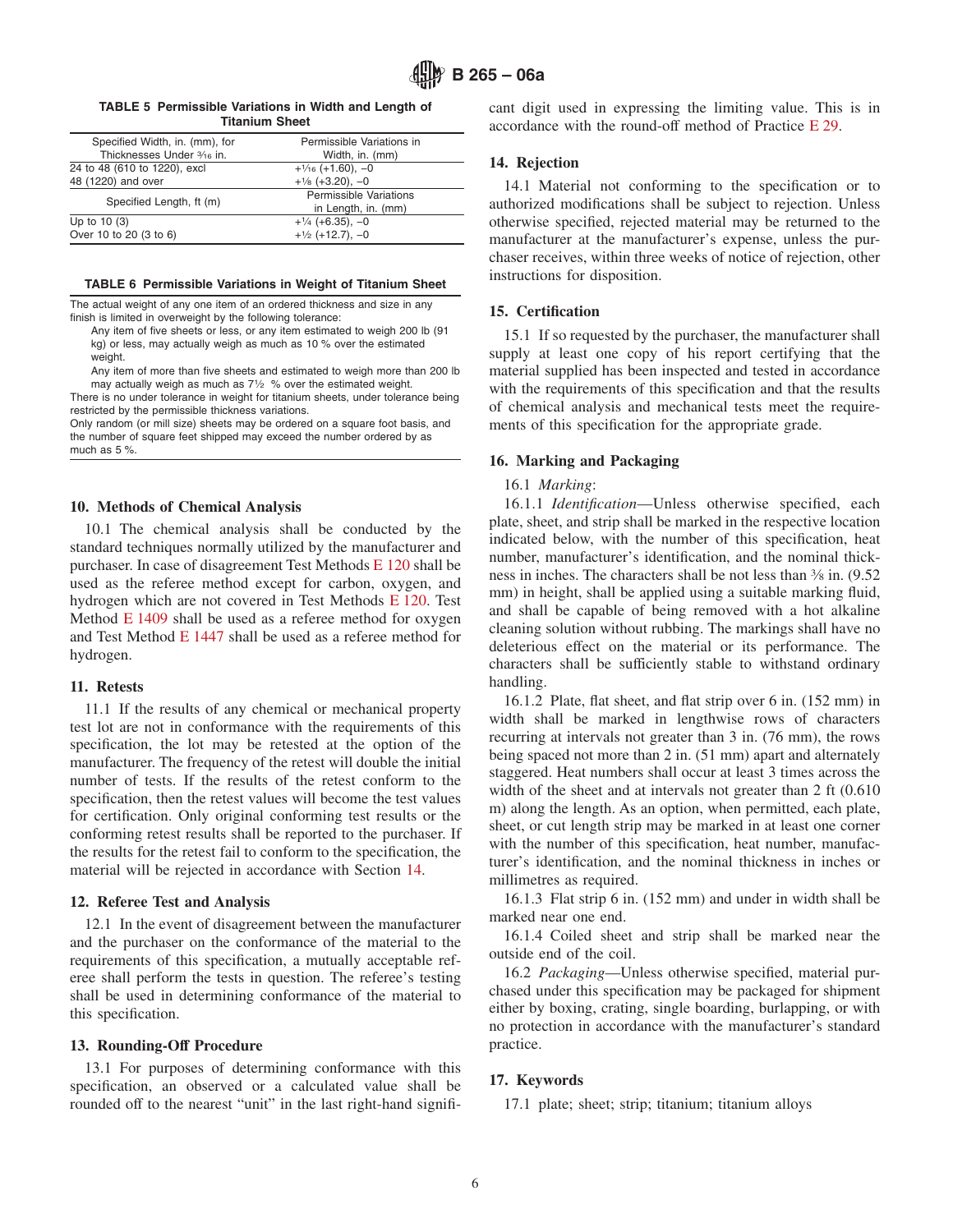**TABLE 5 Permissible Variations in Width and Length of Titanium Sheet**

| Specified Width, in. (mm), for Thicknesses Under 3⁄16 in. | Permissible Variations in Width, in. (mm) |
|---|---|
| 24 to 48 (610 to 1220), excl | +1⁄16 (+1.60), −0 |
| 48 (1220) and over | +1⁄8 (+3.20), −0 |
| Specified Length, ft (m) | Permissible Variations in Length, in. (mm) |
| Up to 10 (3) | +1⁄4 (+6.35), −0 |
| Over 10 to 20 (3 to 6) | +1⁄2 (+12.7), −0 |

**TABLE 6 Permissible Variations in Weight of Titanium Sheet**

The actual weight of any one item of an ordered thickness and size in any finish is limited in overweight by the following tolerance:

Any item of five sheets or less, or any item estimated to weigh 200 lb (91 kg) or less, may actually weigh as much as 10 % over the estimated weight.

Any item of more than five sheets and estimated to weigh more than 200 lb may actually weigh as much as 7½ % over the estimated weight.

There is no under tolerance in weight for titanium sheets, under tolerance being restricted by the permissible thickness variations.

Only random (or mill size) sheets may be ordered on a square foot basis, and the number of square feet shipped may exceed the number ordered by as much as 5 %.

## 10. Methods of Chemical Analysis

10.1 The chemical analysis shall be conducted by the standard techniques normally utilized by the manufacturer and purchaser. In case of disagreement Test Methods E 120 shall be used as the referee method except for carbon, oxygen, and hydrogen which are not covered in Test Methods E 120. Test Method E 1409 shall be used as a referee method for oxygen and Test Method E 1447 shall be used as a referee method for hydrogen.

## 11. Retests

11.1 If the results of any chemical or mechanical property test lot are not in conformance with the requirements of this specification, the lot may be retested at the option of the manufacturer. The frequency of the retest will double the initial number of tests. If the results of the retest conform to the specification, then the retest values will become the test values for certification. Only original conforming test results or the conforming retest results shall be reported to the purchaser. If the results for the retest fail to conform to the specification, the material will be rejected in accordance with Section 14.

## 12. Referee Test and Analysis

12.1 In the event of disagreement between the manufacturer and the purchaser on the conformance of the material to the requirements of this specification, a mutually acceptable referee shall perform the tests in question. The referee's testing shall be used in determining conformance of the material to this specification.

## 13. Rounding-Off Procedure

13.1 For purposes of determining conformance with this specification, an observed or a calculated value shall be rounded off to the nearest "unit" in the last right-hand significant digit used in expressing the limiting value. This is in accordance with the round-off method of Practice E 29.

## 14. Rejection

14.1 Material not conforming to the specification or to authorized modifications shall be subject to rejection. Unless otherwise specified, rejected material may be returned to the manufacturer at the manufacturer's expense, unless the purchaser receives, within three weeks of notice of rejection, other instructions for disposition.

## 15. Certification

15.1 If so requested by the purchaser, the manufacturer shall supply at least one copy of his report certifying that the material supplied has been inspected and tested in accordance with the requirements of this specification and that the results of chemical analysis and mechanical tests meet the requirements of this specification for the appropriate grade.

## 16. Marking and Packaging

16.1 *Marking*:

16.1.1 *Identification*—Unless otherwise specified, each plate, sheet, and strip shall be marked in the respective location indicated below, with the number of this specification, heat number, manufacturer's identification, and the nominal thickness in inches. The characters shall be not less than 3⁄8 in. (9.52 mm) in height, shall be applied using a suitable marking fluid, and shall be capable of being removed with a hot alkaline cleaning solution without rubbing. The markings shall have no deleterious effect on the material or its performance. The characters shall be sufficiently stable to withstand ordinary handling.

16.1.2 Plate, flat sheet, and flat strip over 6 in. (152 mm) in width shall be marked in lengthwise rows of characters recurring at intervals not greater than 3 in. (76 mm), the rows being spaced not more than 2 in. (51 mm) apart and alternately staggered. Heat numbers shall occur at least 3 times across the width of the sheet and at intervals not greater than 2 ft (0.610 m) along the length. As an option, when permitted, each plate, sheet, or cut length strip may be marked in at least one corner with the number of this specification, heat number, manufacturer's identification, and the nominal thickness in inches or millimetres as required.

16.1.3 Flat strip 6 in. (152 mm) and under in width shall be marked near one end.

16.1.4 Coiled sheet and strip shall be marked near the outside end of the coil.

16.2 *Packaging*—Unless otherwise specified, material purchased under this specification may be packaged for shipment either by boxing, crating, single boarding, burlapping, or with no protection in accordance with the manufacturer's standard practice.

## 17. Keywords

17.1 plate; sheet; strip; titanium; titanium alloys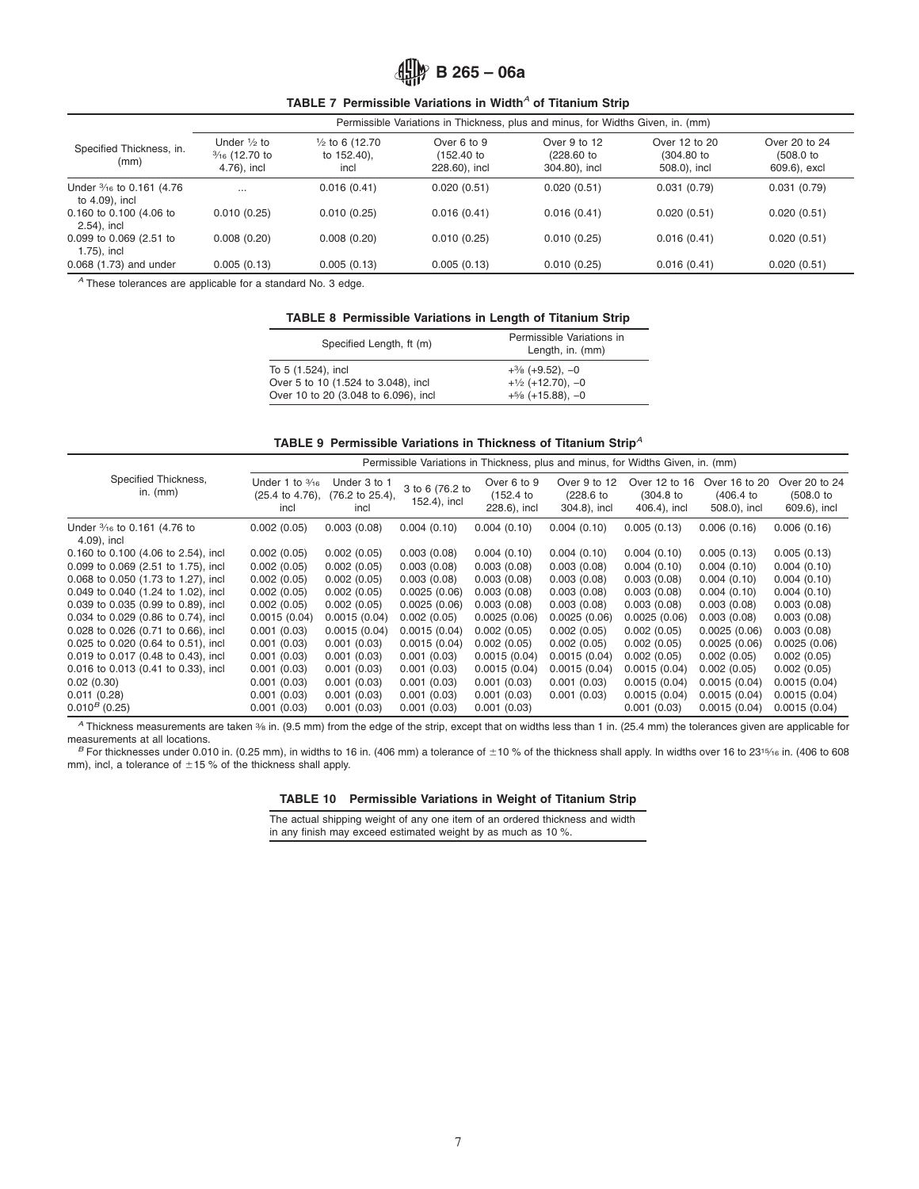**TABLE 7 Permissible Variations in Width[A] of Titanium Strip**

| Specified Thickness, in. (mm) | Permissible Variations in Thickness, plus and minus, for Widths Given, in. (mm) | | | | | |
|---|---|---|---|---|---|---|
| | Under ½ to 3⁄16 (12.70 to 4.76), incl | ½ to 6 (12.70 to 152.40), incl | Over 6 to 9 (152.40 to 228.60), incl | Over 9 to 12 (228.60 to 304.80), incl | Over 12 to 20 (304.80 to 508.0), incl | Over 20 to 24 (508.0 to 609.6), excl |
| Under 3⁄16 to 0.161 (4.76 to 4.09), incl | ... | 0.016 (0.41) | 0.020 (0.51) | 0.020 (0.51) | 0.031 (0.79) | 0.031 (0.79) |
| 0.160 to 0.100 (4.06 to 2.54), incl | 0.010 (0.25) | 0.010 (0.25) | 0.016 (0.41) | 0.016 (0.41) | 0.020 (0.51) | 0.020 (0.51) |
| 0.099 to 0.069 (2.51 to 1.75), incl | 0.008 (0.20) | 0.008 (0.20) | 0.010 (0.25) | 0.010 (0.25) | 0.016 (0.41) | 0.020 (0.51) |
| 0.068 (1.73) and under | 0.005 (0.13) | 0.005 (0.13) | 0.005 (0.13) | 0.010 (0.25) | 0.016 (0.41) | 0.020 (0.51) |

[A] These tolerances are applicable for a standard No. 3 edge.

**TABLE 8 Permissible Variations in Length of Titanium Strip**

| Specified Length, ft (m) | Permissible Variations in Length, in. (mm) |
|---|---|
| To 5 (1.524), incl | +⅜ (+9.52), −0 |
| Over 5 to 10 (1.524 to 3.048), incl | +½ (+12.70), −0 |
| Over 10 to 20 (3.048 to 6.096), incl | +⅝ (+15.88), −0 |

**TABLE 9 Permissible Variations in Thickness of Titanium Strip[A]**

| Specified Thickness, in. (mm) | Permissible Variations in Thickness, plus and minus, for Widths Given, in. (mm) | | | | | | | |
|---|---|---|---|---|---|---|---|---|
| | Under 1 to 3⁄16 (25.4 to 4.76), incl | Under 3 to 1 (76.2 to 25.4), incl | 3 to 6 (76.2 to 152.4), incl | Over 6 to 9 (152.4 to 228.6), incl | Over 9 to 12 (228.6 to 304.8), incl | Over 12 to 16 (304.8 to 406.4), incl | Over 16 to 20 (406.4 to 508.0), incl | Over 20 to 24 (508.0 to 609.6), incl |
| Under 3⁄16 to 0.161 (4.76 to 4.09), incl | 0.002 (0.05) | 0.003 (0.08) | 0.004 (0.10) | 0.004 (0.10) | 0.004 (0.10) | 0.005 (0.13) | 0.006 (0.16) | 0.006 (0.16) |
| 0.160 to 0.100 (4.06 to 2.54), incl | 0.002 (0.05) | 0.002 (0.05) | 0.003 (0.08) | 0.004 (0.10) | 0.004 (0.10) | 0.004 (0.10) | 0.005 (0.13) | 0.005 (0.13) |
| 0.099 to 0.069 (2.51 to 1.75), incl | 0.002 (0.05) | 0.002 (0.05) | 0.003 (0.08) | 0.003 (0.08) | 0.003 (0.08) | 0.004 (0.10) | 0.004 (0.10) | 0.004 (0.10) |
| 0.068 to 0.050 (1.73 to 1.27), incl | 0.002 (0.05) | 0.002 (0.05) | 0.003 (0.08) | 0.003 (0.08) | 0.003 (0.08) | 0.003 (0.08) | 0.004 (0.10) | 0.004 (0.10) |
| 0.049 to 0.040 (1.24 to 1.02), incl | 0.002 (0.05) | 0.002 (0.05) | 0.0025 (0.06) | 0.003 (0.08) | 0.003 (0.08) | 0.003 (0.08) | 0.004 (0.10) | 0.004 (0.10) |
| 0.039 to 0.035 (0.99 to 0.89), incl | 0.002 (0.05) | 0.002 (0.05) | 0.0025 (0.06) | 0.003 (0.08) | 0.003 (0.08) | 0.003 (0.08) | 0.003 (0.08) | 0.003 (0.08) |
| 0.034 to 0.029 (0.86 to 0.74), incl | 0.0015 (0.04) | 0.0015 (0.04) | 0.002 (0.05) | 0.0025 (0.06) | 0.0025 (0.06) | 0.0025 (0.06) | 0.003 (0.08) | 0.003 (0.08) |
| 0.028 to 0.026 (0.71 to 0.66), incl | 0.001 (0.03) | 0.0015 (0.04) | 0.0015 (0.04) | 0.002 (0.05) | 0.002 (0.05) | 0.002 (0.05) | 0.0025 (0.06) | 0.003 (0.08) |
| 0.025 to 0.020 (0.64 to 0.51), incl | 0.001 (0.03) | 0.001 (0.03) | 0.0015 (0.04) | 0.002 (0.05) | 0.002 (0.05) | 0.002 (0.05) | 0.0025 (0.06) | 0.0025 (0.06) |
| 0.019 to 0.017 (0.48 to 0.43), incl | 0.001 (0.03) | 0.001 (0.03) | 0.001 (0.03) | 0.0015 (0.04) | 0.0015 (0.04) | 0.002 (0.05) | 0.002 (0.05) | 0.002 (0.05) |
| 0.016 to 0.013 (0.41 to 0.33), incl | 0.001 (0.03) | 0.001 (0.03) | 0.001 (0.03) | 0.0015 (0.04) | 0.0015 (0.04) | 0.0015 (0.04) | 0.002 (0.05) | 0.002 (0.05) |
| 0.02 (0.30) | 0.001 (0.03) | 0.001 (0.03) | 0.001 (0.03) | 0.001 (0.03) | 0.001 (0.03) | 0.0015 (0.04) | 0.0015 (0.04) | 0.0015 (0.04) |
| 0.011 (0.28) | 0.001 (0.03) | 0.001 (0.03) | 0.001 (0.03) | 0.001 (0.03) | 0.001 (0.03) | 0.0015 (0.04) | 0.0015 (0.04) | 0.0015 (0.04) |
| 0.010[B] (0.25) | 0.001 (0.03) | 0.001 (0.03) | 0.001 (0.03) | 0.001 (0.03) | | 0.001 (0.03) | 0.0015 (0.04) | 0.0015 (0.04) |

[A] Thickness measurements are taken ⅜ in. (9.5 mm) from the edge of the strip, except that on widths less than 1 in. (25.4 mm) the tolerances given are applicable for measurements at all locations.

[B] For thicknesses under 0.010 in. (0.25 mm), in widths to 16 in. (406 mm) a tolerance of ±10 % of the thickness shall apply. In widths over 16 to 23 15⁄16 in. (406 to 608 mm), incl, a tolerance of ±15 % of the thickness shall apply.

**TABLE 10 Permissible Variations in Weight of Titanium Strip**

The actual shipping weight of any one item of an ordered thickness and width in any finish may exceed estimated weight by as much as 10 %.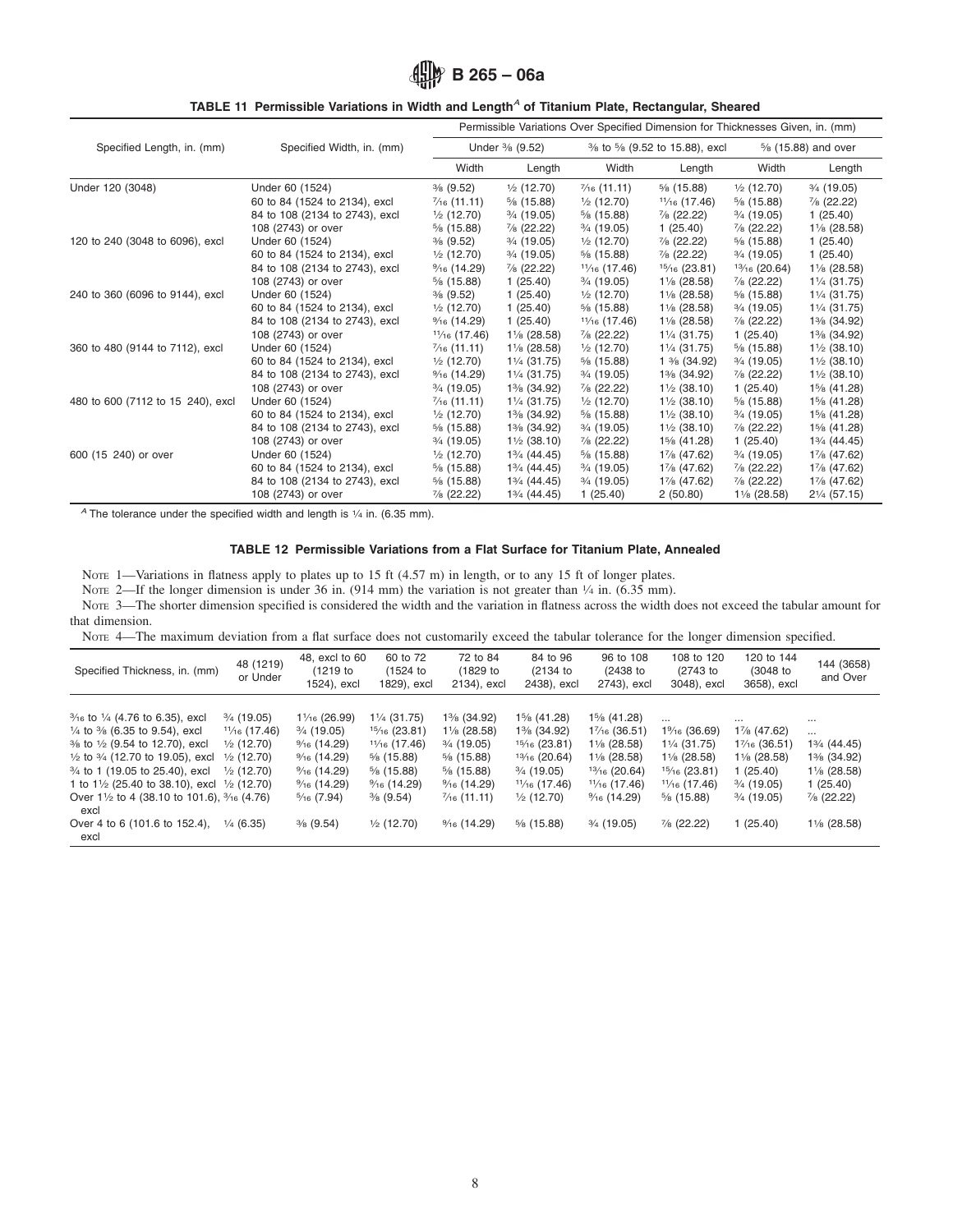### TABLE 11 Permissible Variations in Width and Length[A] of Titanium Plate, Rectangular, Sheared

| Specified Length, in. (mm) | Specified Width, in. (mm) | Permissible Variations Over Specified Dimension for Thicknesses Given, in. (mm) | | | | | |
|---|---|---|---|---|---|---|---|
| | | Under ⅜ (9.52) | | ⅜ to ⅝ (9.52 to 15.88), excl | | ⅝ (15.88) and over | |
| | | Width | Length | Width | Length | Width | Length |
| Under 120 (3048) | Under 60 (1524) | ⅜ (9.52) | ½ (12.70) | 7⁄16 (11.11) | ⅝ (15.88) | ½ (12.70) | ¾ (19.05) |
| | 60 to 84 (1524 to 2134), excl | 7⁄16 (11.11) | ⅝ (15.88) | ½ (12.70) | 11⁄16 (17.46) | ⅝ (15.88) | ⅞ (22.22) |
| | 84 to 108 (2134 to 2743), excl | ½ (12.70) | ¾ (19.05) | ⅝ (15.88) | ⅞ (22.22) | ¾ (19.05) | 1 (25.40) |
| | 108 (2743) or over | ⅝ (15.88) | ⅞ (22.22) | ¾ (19.05) | 1 (25.40) | ⅞ (22.22) | 1⅛ (28.58) |
| 120 to 240 (3048 to 6096), excl | Under 60 (1524) | ⅜ (9.52) | ¾ (19.05) | ½ (12.70) | ⅞ (22.22) | ⅝ (15.88) | 1 (25.40) |
| | 60 to 84 (1524 to 2134), excl | ½ (12.70) | ¾ (19.05) | ⅝ (15.88) | ⅞ (22.22) | ¾ (19.05) | 1 (25.40) |
| | 84 to 108 (2134 to 2743), excl | 9⁄16 (14.29) | ⅞ (22.22) | 11⁄16 (17.46) | 15⁄16 (23.81) | 13⁄16 (20.64) | 1⅛ (28.58) |
| | 108 (2743) or over | ⅝ (15.88) | 1 (25.40) | ¾ (19.05) | 1⅛ (28.58) | ⅞ (22.22) | 1¼ (31.75) |
| 240 to 360 (6096 to 9144), excl | Under 60 (1524) | ⅜ (9.52) | 1 (25.40) | ½ (12.70) | 1⅛ (28.58) | ⅝ (15.88) | 1¼ (31.75) |
| | 60 to 84 (1524 to 2134), excl | ½ (12.70) | 1 (25.40) | ⅝ (15.88) | 1⅛ (28.58) | ¾ (19.05) | 1¼ (31.75) |
| | 84 to 108 (2134 to 2743), excl | 9⁄16 (14.29) | 1 (25.40) | 11⁄16 (17.46) | 1⅛ (28.58) | ⅞ (22.22) | 1⅜ (34.92) |
| | 108 (2743) or over | 11⁄16 (17.46) | 1⅛ (28.58) | ⅞ (22.22) | 1¼ (31.75) | 1 (25.40) | 1⅜ (34.92) |
| 360 to 480 (9144 to 7112), excl | Under 60 (1524) | 7⁄16 (11.11) | 1⅛ (28.58) | ½ (12.70) | 1¼ (31.75) | ⅝ (15.88) | 1½ (38.10) |
| | 60 to 84 (1524 to 2134), excl | ½ (12.70) | 1¼ (31.75) | ⅝ (15.88) | 1 ⅜ (34.92) | ¾ (19.05) | 1½ (38.10) |
| | 84 to 108 (2134 to 2743), excl | 9⁄16 (14.29) | 1¼ (31.75) | ¾ (19.05) | 1⅜ (34.92) | ⅞ (22.22) | 1½ (38.10) |
| | 108 (2743) or over | ¾ (19.05) | 1⅜ (34.92) | ⅞ (22.22) | 1½ (38.10) | 1 (25.40) | 1⅝ (41.28) |
| 480 to 600 (7112 to 15 240), excl | Under 60 (1524) | 7⁄16 (11.11) | 1¼ (31.75) | ½ (12.70) | 1½ (38.10) | ⅝ (15.88) | 1⅝ (41.28) |
| | 60 to 84 (1524 to 2134), excl | ½ (12.70) | 1⅜ (34.92) | ⅝ (15.88) | 1½ (38.10) | ¾ (19.05) | 1⅝ (41.28) |
| | 84 to 108 (2134 to 2743), excl | ⅝ (15.88) | 1⅜ (34.92) | ¾ (19.05) | 1½ (38.10) | ⅞ (22.22) | 1⅝ (41.28) |
| | 108 (2743) or over | ¾ (19.05) | 1½ (38.10) | ⅞ (22.22) | 1⅝ (41.28) | 1 (25.40) | 1¾ (44.45) |
| 600 (15 240) or over | Under 60 (1524) | ½ (12.70) | 1¾ (44.45) | ⅝ (15.88) | 1⅞ (47.62) | ¾ (19.05) | 1⅞ (47.62) |
| | 60 to 84 (1524 to 2134), excl | ⅝ (15.88) | 1¾ (44.45) | ¾ (19.05) | 1⅞ (47.62) | ⅞ (22.22) | 1⅞ (47.62) |
| | 84 to 108 (2134 to 2743), excl | ⅝ (15.88) | 1¾ (44.45) | ¾ (19.05) | 1⅞ (47.62) | ⅞ (22.22) | 1⅞ (47.62) |
| | 108 (2743) or over | ⅞ (22.22) | 1¾ (44.45) | 1 (25.40) | 2 (50.80) | 1⅛ (28.58) | 2¼ (57.15) |

[A] The tolerance under the specified width and length is ¼ in. (6.35 mm).

### TABLE 12 Permissible Variations from a Flat Surface for Titanium Plate, Annealed

NOTE 1—Variations in flatness apply to plates up to 15 ft (4.57 m) in length, or to any 15 ft of longer plates.

NOTE 2—If the longer dimension is under 36 in. (914 mm) the variation is not greater than ¼ in. (6.35 mm).

NOTE 3—The shorter dimension specified is considered the width and the variation in flatness across the width does not exceed the tabular amount for that dimension.

NOTE 4—The maximum deviation from a flat surface does not customarily exceed the tabular tolerance for the longer dimension specified.

| Specified Thickness, in. (mm) | 48 (1219) or Under | 48, excl to 60 (1219 to 1524), excl | 60 to 72 (1524 to 1829), excl | 72 to 84 (1829 to 2134), excl | 84 to 96 (2134 to 2438), excl | 96 to 108 (2438 to 2743), excl | 108 to 120 (2743 to 3048), excl | 120 to 144 (3048 to 3658), excl | 144 (3658) and Over |
|---|---|---|---|---|---|---|---|---|---|
| 3⁄16 to ¼ (4.76 to 6.35), excl | ¾ (19.05) | 1 1⁄16 (26.99) | 1¼ (31.75) | 1⅜ (34.92) | 1⅝ (41.28) | 1⅝ (41.28) | ... | ... | ... |
| ¼ to ⅜ (6.35 to 9.54), excl | 11⁄16 (17.46) | ¾ (19.05) | 15⁄16 (23.81) | 1⅛ (28.58) | 1⅜ (34.92) | 1 7⁄16 (36.51) | 1 9⁄16 (36.69) | 1⅞ (47.62) | ... |
| ⅜ to ½ (9.54 to 12.70), excl | ½ (12.70) | 9⁄16 (14.29) | 11⁄16 (17.46) | ¾ (19.05) | 15⁄16 (23.81) | 1⅛ (28.58) | 1¼ (31.75) | 1 7⁄16 (36.51) | 1¾ (44.45) |
| ½ to ¾ (12.70 to 19.05), excl | ½ (12.70) | 9⁄16 (14.29) | ⅝ (15.88) | ⅝ (15.88) | 13⁄16 (20.64) | 1⅛ (28.58) | 1⅛ (28.58) | 1⅛ (28.58) | 1⅜ (34.92) |
| ¾ to 1 (19.05 to 25.40), excl | ½ (12.70) | 9⁄16 (14.29) | ⅝ (15.88) | ⅝ (15.88) | ¾ (19.05) | 13⁄16 (20.64) | 15⁄16 (23.81) | 1 (25.40) | 1⅛ (28.58) |
| 1 to 1½ (25.40 to 38.10), excl | ½ (12.70) | 9⁄16 (14.29) | 9⁄16 (14.29) | 9⁄16 (14.29) | 9⁄16 (14.29) | 11⁄16 (17.46) | 11⁄16 (17.46) | ¾ (19.05) | 1 (25.40) |
| Over 1½ to 4 (38.10 to 101.6), excl | 3⁄16 (4.76) | 5⁄16 (7.94) | ⅜ (9.54) | 7⁄16 (11.11) | ½ (12.70) | 9⁄16 (14.29) | ⅝ (15.88) | ¾ (19.05) | ⅞ (22.22) |
| Over 4 to 6 (101.6 to 152.4), excl | ¼ (6.35) | ⅜ (9.54) | ½ (12.70) | 9⁄16 (14.29) | ⅝ (15.88) | ¾ (19.05) | ⅞ (22.22) | 1 (25.40) | 1⅛ (28.58) |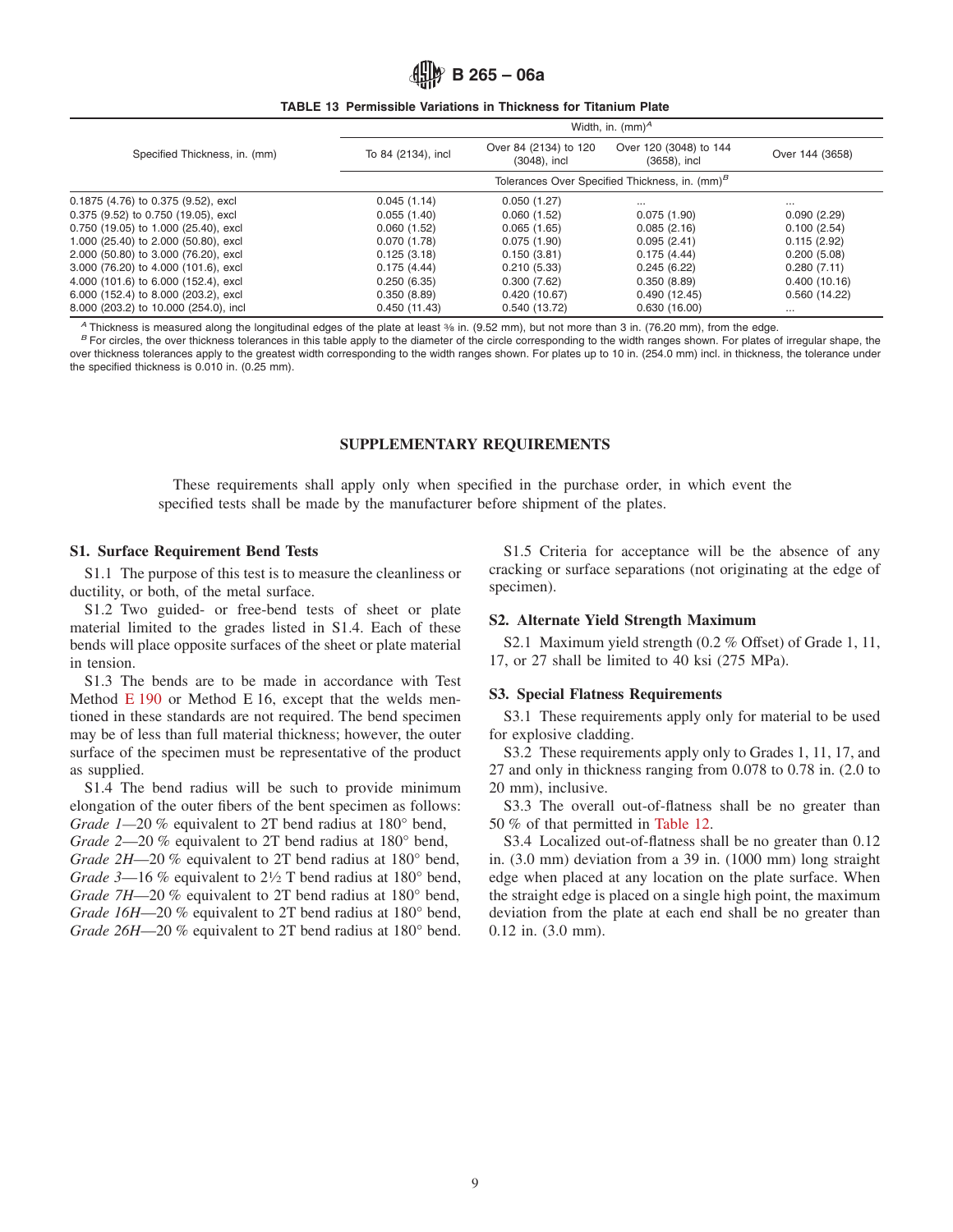**TABLE 13 Permissible Variations in Thickness for Titanium Plate**

| Specified Thickness, in. (mm) | Width, in. (mm)[A] | | | |
|---|---|---|---|---|
| | To 84 (2134), incl | Over 84 (2134) to 120 (3048), incl | Over 120 (3048) to 144 (3658), incl | Over 144 (3658) |
| | Tolerances Over Specified Thickness, in. (mm)[B] | | | |
| 0.1875 (4.76) to 0.375 (9.52), excl | 0.045 (1.14) | 0.050 (1.27) | ... | ... |
| 0.375 (9.52) to 0.750 (19.05), excl | 0.055 (1.40) | 0.060 (1.52) | 0.075 (1.90) | 0.090 (2.29) |
| 0.750 (19.05) to 1.000 (25.40), excl | 0.060 (1.52) | 0.065 (1.65) | 0.085 (2.16) | 0.100 (2.54) |
| 1.000 (25.40) to 2.000 (50.80), excl | 0.070 (1.78) | 0.075 (1.90) | 0.095 (2.41) | 0.115 (2.92) |
| 2.000 (50.80) to 3.000 (76.20), excl | 0.125 (3.18) | 0.150 (3.81) | 0.175 (4.44) | 0.200 (5.08) |
| 3.000 (76.20) to 4.000 (101.6), excl | 0.175 (4.44) | 0.210 (5.33) | 0.245 (6.22) | 0.280 (7.11) |
| 4.000 (101.6) to 6.000 (152.4), excl | 0.250 (6.35) | 0.300 (7.62) | 0.350 (8.89) | 0.400 (10.16) |
| 6.000 (152.4) to 8.000 (203.2), excl | 0.350 (8.89) | 0.420 (10.67) | 0.490 (12.45) | 0.560 (14.22) |
| 8.000 (203.2) to 10.000 (254.0), incl | 0.450 (11.43) | 0.540 (13.72) | 0.630 (16.00) | ... |

[A] Thickness is measured along the longitudinal edges of the plate at least ⅜ in. (9.52 mm), but not more than 3 in. (76.20 mm), from the edge.

[B] For circles, the over thickness tolerances in this table apply to the diameter of the circle corresponding to the width ranges shown. For plates of irregular shape, the over thickness tolerances apply to the greatest width corresponding to the width ranges shown. For plates up to 10 in. (254.0 mm) incl. in thickness, the tolerance under the specified thickness is 0.010 in. (0.25 mm).

## SUPPLEMENTARY REQUIREMENTS

These requirements shall apply only when specified in the purchase order, in which event the specified tests shall be made by the manufacturer before shipment of the plates.

### S1. Surface Requirement Bend Tests

S1.1 The purpose of this test is to measure the cleanliness or ductility, or both, of the metal surface.

S1.2 Two guided- or free-bend tests of sheet or plate material limited to the grades listed in S1.4. Each of these bends will place opposite surfaces of the sheet or plate material in tension.

S1.3 The bends are to be made in accordance with Test Method E 190 or Method E 16, except that the welds mentioned in these standards are not required. The bend specimen may be of less than full material thickness; however, the outer surface of the specimen must be representative of the product as supplied.

S1.4 The bend radius will be such to provide minimum elongation of the outer fibers of the bent specimen as follows:
*Grade 1*—20 % equivalent to 2T bend radius at 180° bend,
*Grade 2*—20 % equivalent to 2T bend radius at 180° bend,
*Grade 2H*—20 % equivalent to 2T bend radius at 180° bend,
*Grade 3*—16 % equivalent to 2½ T bend radius at 180° bend,
*Grade 7H*—20 % equivalent to 2T bend radius at 180° bend,
*Grade 16H*—20 % equivalent to 2T bend radius at 180° bend,
*Grade 26H*—20 % equivalent to 2T bend radius at 180° bend.

S1.5 Criteria for acceptance will be the absence of any cracking or surface separations (not originating at the edge of specimen).

### S2. Alternate Yield Strength Maximum

S2.1 Maximum yield strength (0.2 % Offset) of Grade 1, 11, 17, or 27 shall be limited to 40 ksi (275 MPa).

### S3. Special Flatness Requirements

S3.1 These requirements apply only for material to be used for explosive cladding.

S3.2 These requirements apply only to Grades 1, 11, 17, and 27 and only in thickness ranging from 0.078 to 0.78 in. (2.0 to 20 mm), inclusive.

S3.3 The overall out-of-flatness shall be no greater than 50 % of that permitted in Table 12.

S3.4 Localized out-of-flatness shall be no greater than 0.12 in. (3.0 mm) deviation from a 39 in. (1000 mm) long straight edge when placed at any location on the plate surface. When the straight edge is placed on a single high point, the maximum deviation from the plate at each end shall be no greater than 0.12 in. (3.0 mm).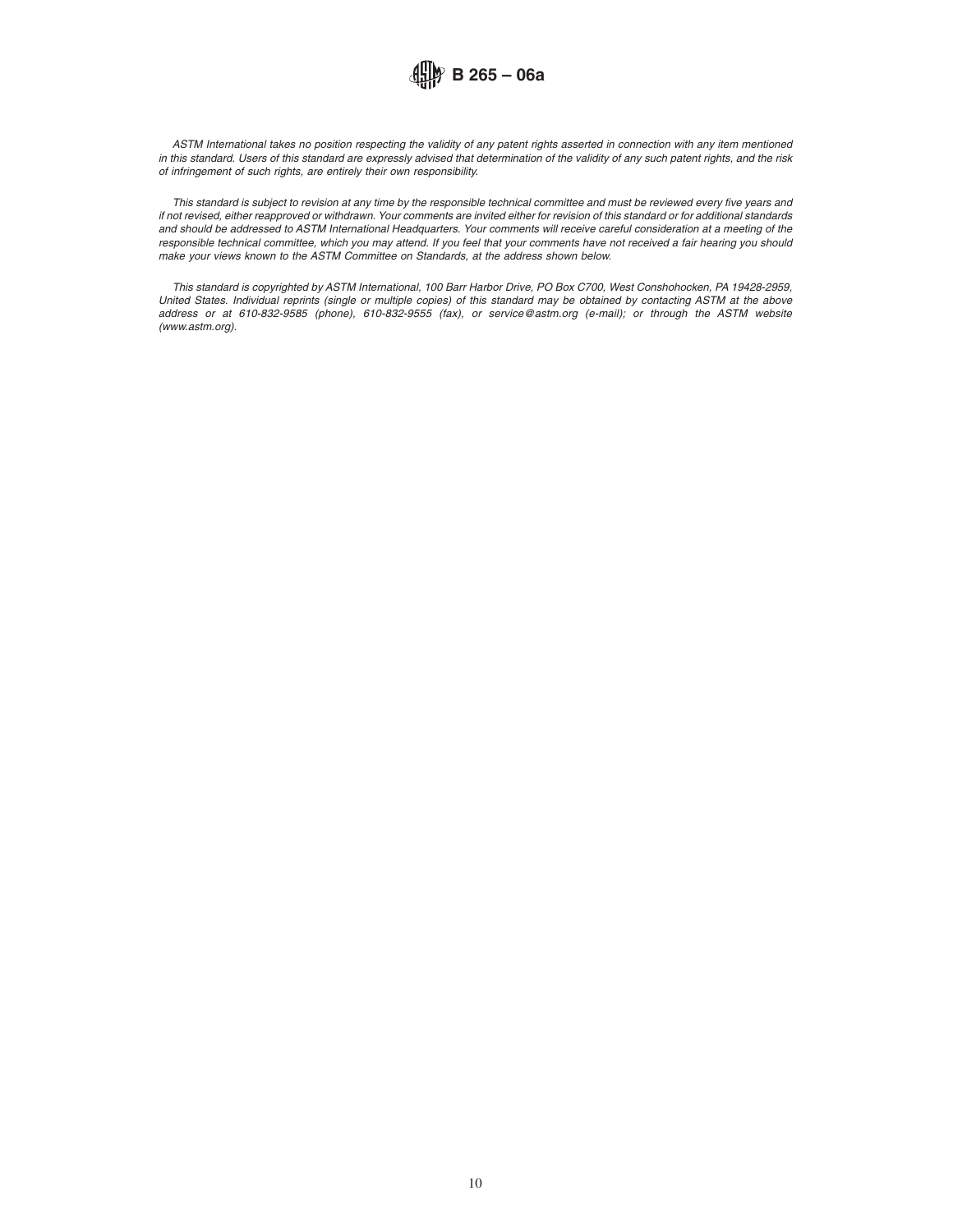*ASTM International takes no position respecting the validity of any patent rights asserted in connection with any item mentioned in this standard. Users of this standard are expressly advised that determination of the validity of any such patent rights, and the risk of infringement of such rights, are entirely their own responsibility.*

*This standard is subject to revision at any time by the responsible technical committee and must be reviewed every five years and if not revised, either reapproved or withdrawn. Your comments are invited either for revision of this standard or for additional standards and should be addressed to ASTM International Headquarters. Your comments will receive careful consideration at a meeting of the responsible technical committee, which you may attend. If you feel that your comments have not received a fair hearing you should make your views known to the ASTM Committee on Standards, at the address shown below.*

*This standard is copyrighted by ASTM International, 100 Barr Harbor Drive, PO Box C700, West Conshohocken, PA 19428-2959, United States. Individual reprints (single or multiple copies) of this standard may be obtained by contacting ASTM at the above address or at 610-832-9585 (phone), 610-832-9555 (fax), or service@astm.org (e-mail); or through the ASTM website (www.astm.org).*